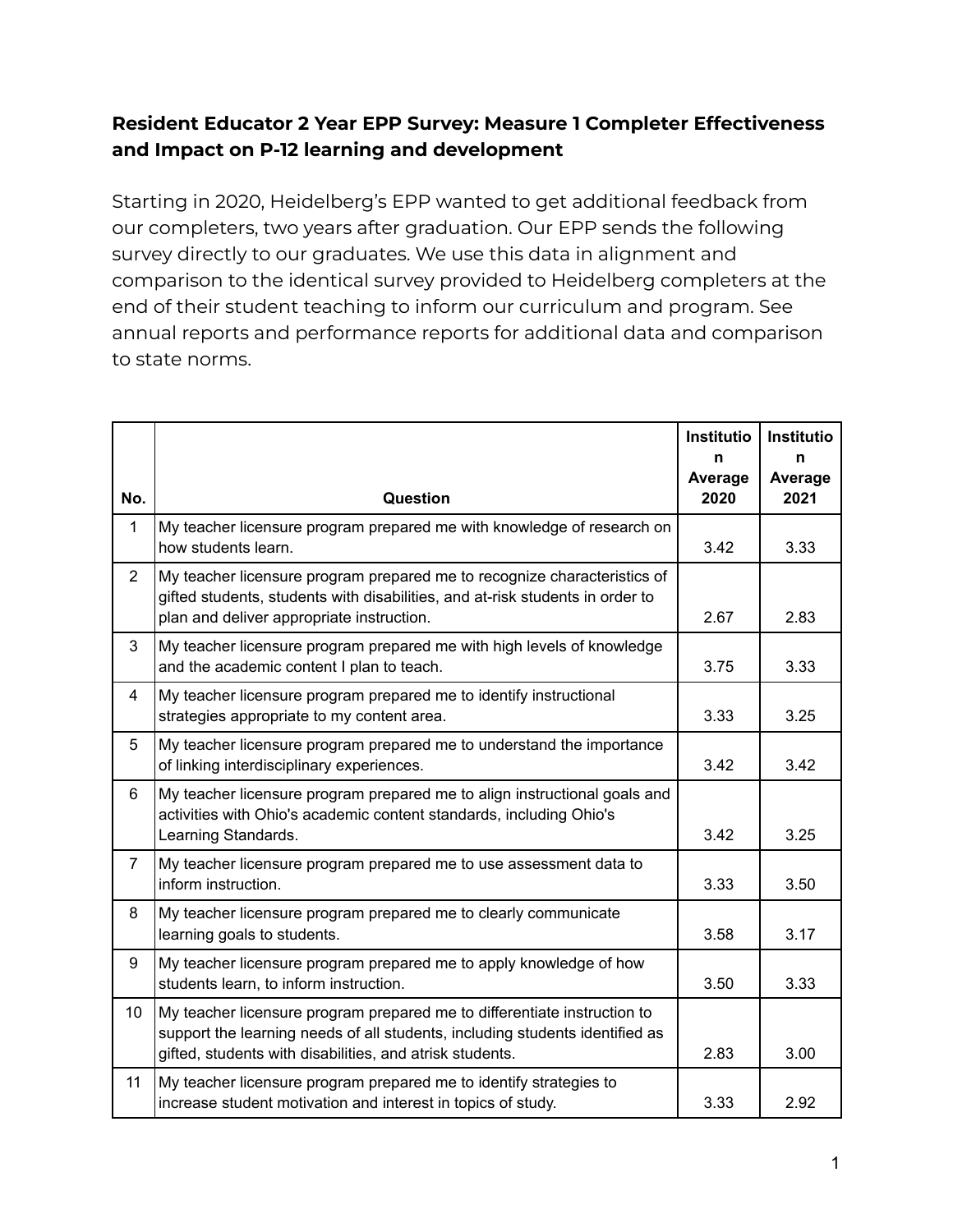### Resident Educator 2 Year EPP Survey: Measure 1 Completer Effectiveness and Impact on P-12 learning and development

Starting in 2020, Heidelberg's EPP wanted to get additional feedback from our completers, two years after graduation. Our EPP sends the following survey directly to our graduates. We use this data in alignment and comparison to the identical survey provided to Heidelberg completers at the end of their student teaching to inform our curriculum and program. See annual reports and performance reports for additional data and comparison to state norms.

| No. | Question | Institution Average 2020 | Institution Average 2021 |
|---|---|---|---|
| 1 | My teacher licensure program prepared me with knowledge of research on how students learn. | 3.42 | 3.33 |
| 2 | My teacher licensure program prepared me to recognize characteristics of gifted students, students with disabilities, and at-risk students in order to plan and deliver appropriate instruction. | 2.67 | 2.83 |
| 3 | My teacher licensure program prepared me with high levels of knowledge and the academic content I plan to teach. | 3.75 | 3.33 |
| 4 | My teacher licensure program prepared me to identify instructional strategies appropriate to my content area. | 3.33 | 3.25 |
| 5 | My teacher licensure program prepared me to understand the importance of linking interdisciplinary experiences. | 3.42 | 3.42 |
| 6 | My teacher licensure program prepared me to align instructional goals and activities with Ohio's academic content standards, including Ohio's Learning Standards. | 3.42 | 3.25 |
| 7 | My teacher licensure program prepared me to use assessment data to inform instruction. | 3.33 | 3.50 |
| 8 | My teacher licensure program prepared me to clearly communicate learning goals to students. | 3.58 | 3.17 |
| 9 | My teacher licensure program prepared me to apply knowledge of how students learn, to inform instruction. | 3.50 | 3.33 |
| 10 | My teacher licensure program prepared me to differentiate instruction to support the learning needs of all students, including students identified as gifted, students with disabilities, and atrisk students. | 2.83 | 3.00 |
| 11 | My teacher licensure program prepared me to identify strategies to increase student motivation and interest in topics of study. | 3.33 | 2.92 |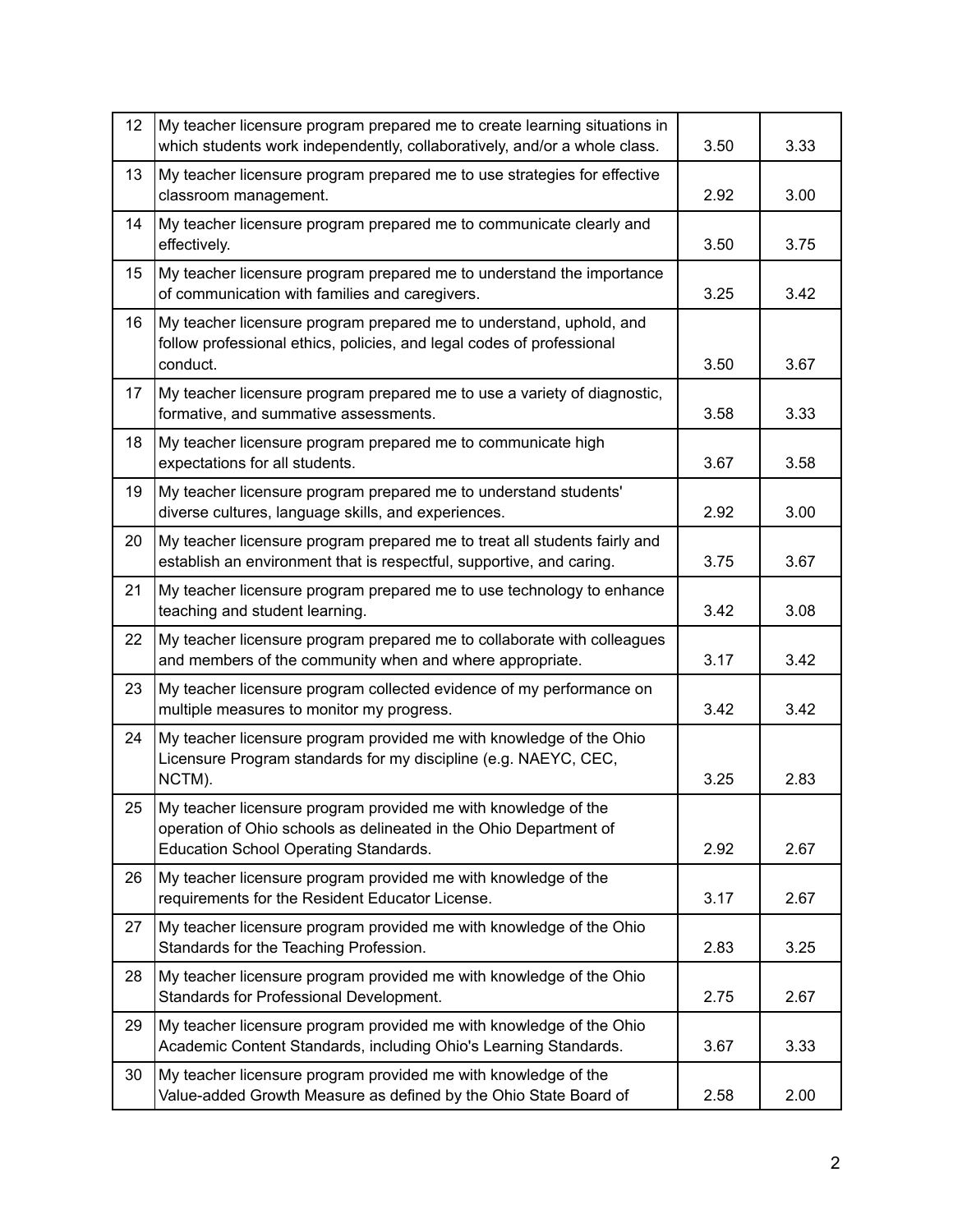| | | | |
|---|---|---|---|
| 12 | My teacher licensure program prepared me to create learning situations in which students work independently, collaboratively, and/or a whole class. | 3.50 | 3.33 |
| 13 | My teacher licensure program prepared me to use strategies for effective classroom management. | 2.92 | 3.00 |
| 14 | My teacher licensure program prepared me to communicate clearly and effectively. | 3.50 | 3.75 |
| 15 | My teacher licensure program prepared me to understand the importance of communication with families and caregivers. | 3.25 | 3.42 |
| 16 | My teacher licensure program prepared me to understand, uphold, and follow professional ethics, policies, and legal codes of professional conduct. | 3.50 | 3.67 |
| 17 | My teacher licensure program prepared me to use a variety of diagnostic, formative, and summative assessments. | 3.58 | 3.33 |
| 18 | My teacher licensure program prepared me to communicate high expectations for all students. | 3.67 | 3.58 |
| 19 | My teacher licensure program prepared me to understand students' diverse cultures, language skills, and experiences. | 2.92 | 3.00 |
| 20 | My teacher licensure program prepared me to treat all students fairly and establish an environment that is respectful, supportive, and caring. | 3.75 | 3.67 |
| 21 | My teacher licensure program prepared me to use technology to enhance teaching and student learning. | 3.42 | 3.08 |
| 22 | My teacher licensure program prepared me to collaborate with colleagues and members of the community when and where appropriate. | 3.17 | 3.42 |
| 23 | My teacher licensure program collected evidence of my performance on multiple measures to monitor my progress. | 3.42 | 3.42 |
| 24 | My teacher licensure program provided me with knowledge of the Ohio Licensure Program standards for my discipline (e.g. NAEYC, CEC, NCTM). | 3.25 | 2.83 |
| 25 | My teacher licensure program provided me with knowledge of the operation of Ohio schools as delineated in the Ohio Department of Education School Operating Standards. | 2.92 | 2.67 |
| 26 | My teacher licensure program provided me with knowledge of the requirements for the Resident Educator License. | 3.17 | 2.67 |
| 27 | My teacher licensure program provided me with knowledge of the Ohio Standards for the Teaching Profession. | 2.83 | 3.25 |
| 28 | My teacher licensure program provided me with knowledge of the Ohio Standards for Professional Development. | 2.75 | 2.67 |
| 29 | My teacher licensure program provided me with knowledge of the Ohio Academic Content Standards, including Ohio's Learning Standards. | 3.67 | 3.33 |
| 30 | My teacher licensure program provided me with knowledge of the Value-added Growth Measure as defined by the Ohio State Board of | 2.58 | 2.00 |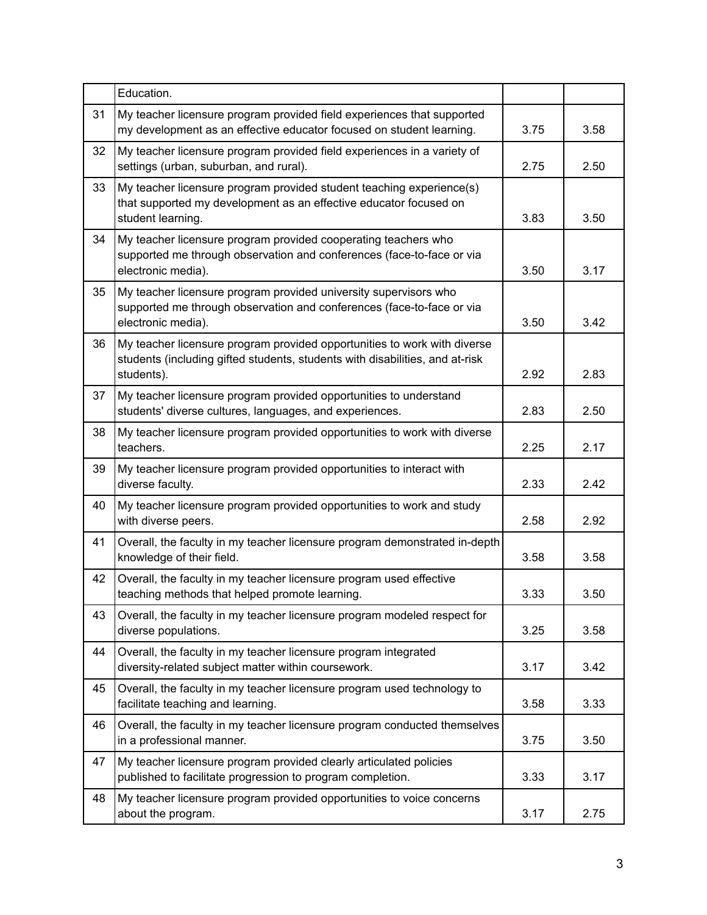|  |  |  |  |
|---|---|---|---|
|  | Education. |  |  |
| 31 | My teacher licensure program provided field experiences that supported my development as an effective educator focused on student learning. | 3.75 | 3.58 |
| 32 | My teacher licensure program provided field experiences in a variety of settings (urban, suburban, and rural). | 2.75 | 2.50 |
| 33 | My teacher licensure program provided student teaching experience(s) that supported my development as an effective educator focused on student learning. | 3.83 | 3.50 |
| 34 | My teacher licensure program provided cooperating teachers who supported me through observation and conferences (face-to-face or via electronic media). | 3.50 | 3.17 |
| 35 | My teacher licensure program provided university supervisors who supported me through observation and conferences (face-to-face or via electronic media). | 3.50 | 3.42 |
| 36 | My teacher licensure program provided opportunities to work with diverse students (including gifted students, students with disabilities, and at-risk students). | 2.92 | 2.83 |
| 37 | My teacher licensure program provided opportunities to understand students' diverse cultures, languages, and experiences. | 2.83 | 2.50 |
| 38 | My teacher licensure program provided opportunities to work with diverse teachers. | 2.25 | 2.17 |
| 39 | My teacher licensure program provided opportunities to interact with diverse faculty. | 2.33 | 2.42 |
| 40 | My teacher licensure program provided opportunities to work and study with diverse peers. | 2.58 | 2.92 |
| 41 | Overall, the faculty in my teacher licensure program demonstrated in-depth knowledge of their field. | 3.58 | 3.58 |
| 42 | Overall, the faculty in my teacher licensure program used effective teaching methods that helped promote learning. | 3.33 | 3.50 |
| 43 | Overall, the faculty in my teacher licensure program modeled respect for diverse populations. | 3.25 | 3.58 |
| 44 | Overall, the faculty in my teacher licensure program integrated diversity-related subject matter within coursework. | 3.17 | 3.42 |
| 45 | Overall, the faculty in my teacher licensure program used technology to facilitate teaching and learning. | 3.58 | 3.33 |
| 46 | Overall, the faculty in my teacher licensure program conducted themselves in a professional manner. | 3.75 | 3.50 |
| 47 | My teacher licensure program provided clearly articulated policies published to facilitate progression to program completion. | 3.33 | 3.17 |
| 48 | My teacher licensure program provided opportunities to voice concerns about the program. | 3.17 | 2.75 |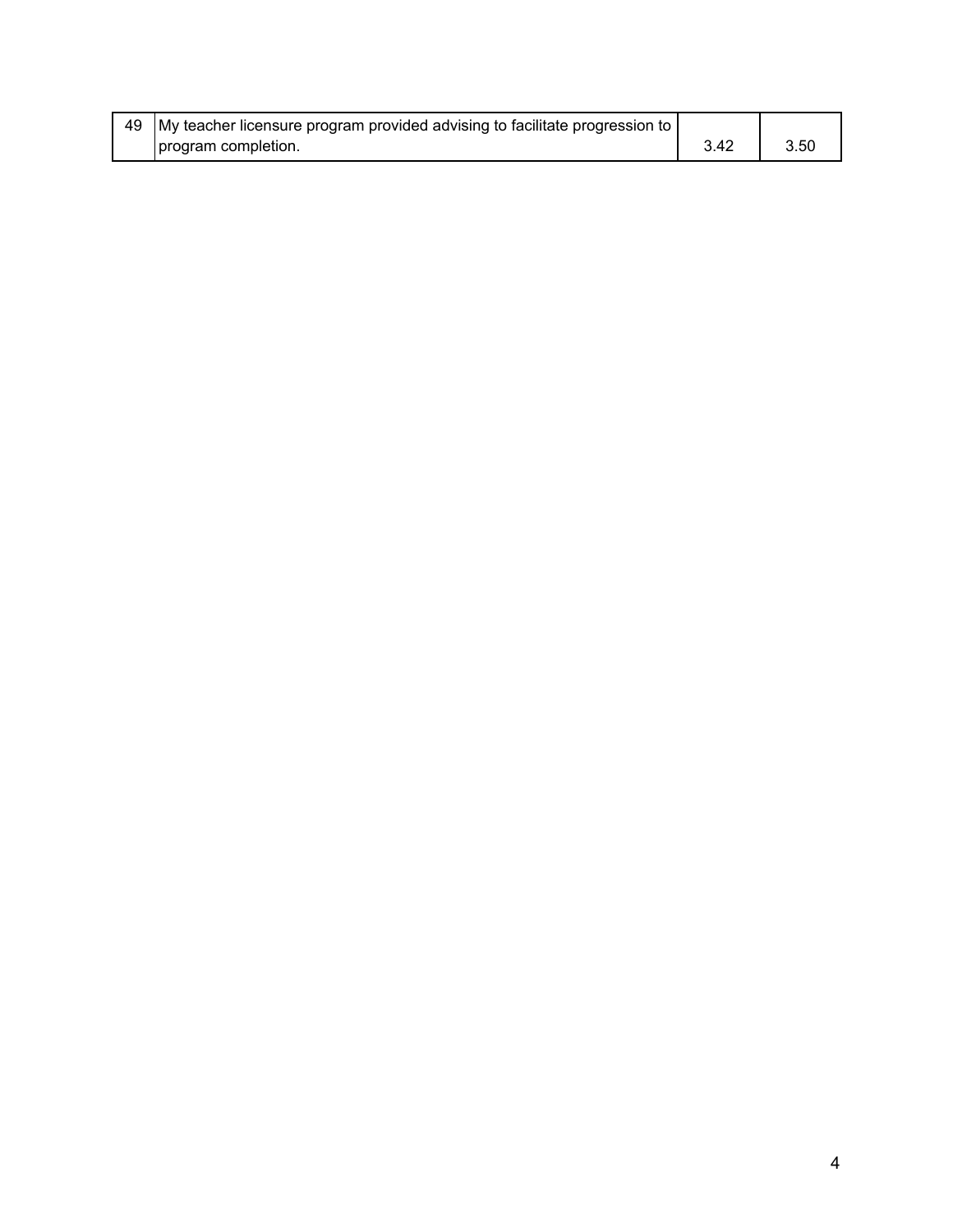| | | | |
|---|---|---|---|
| 49 | My teacher licensure program provided advising to facilitate progression to program completion. | 3.42 | 3.50 |